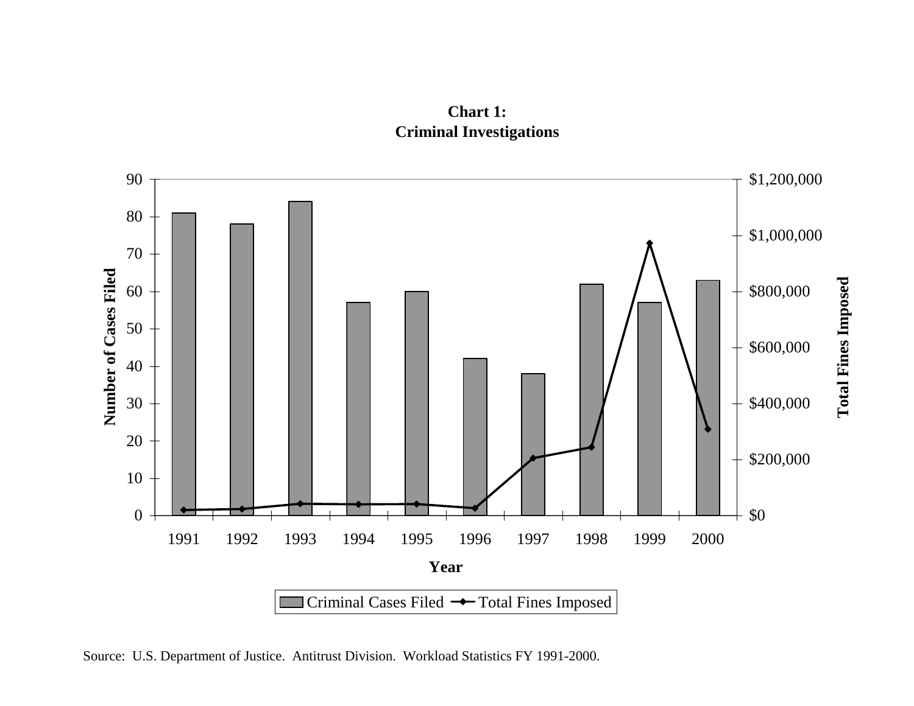**Chart 1:**
**Criminal Investigations**

| Year | Criminal Cases Filed |
|---|---|
| 1991 | 81 |
| 1992 | 78 |
| 1993 | 84 |
| 1994 | 57 |
| 1995 | 60 |
| 1996 | 42 |
| 1997 | 38 |
| 1998 | 62 |
| 1999 | 57 |
| 2000 | 63 |

Source: U.S. Department of Justice. Antitrust Division. Workload Statistics FY 1991-2000.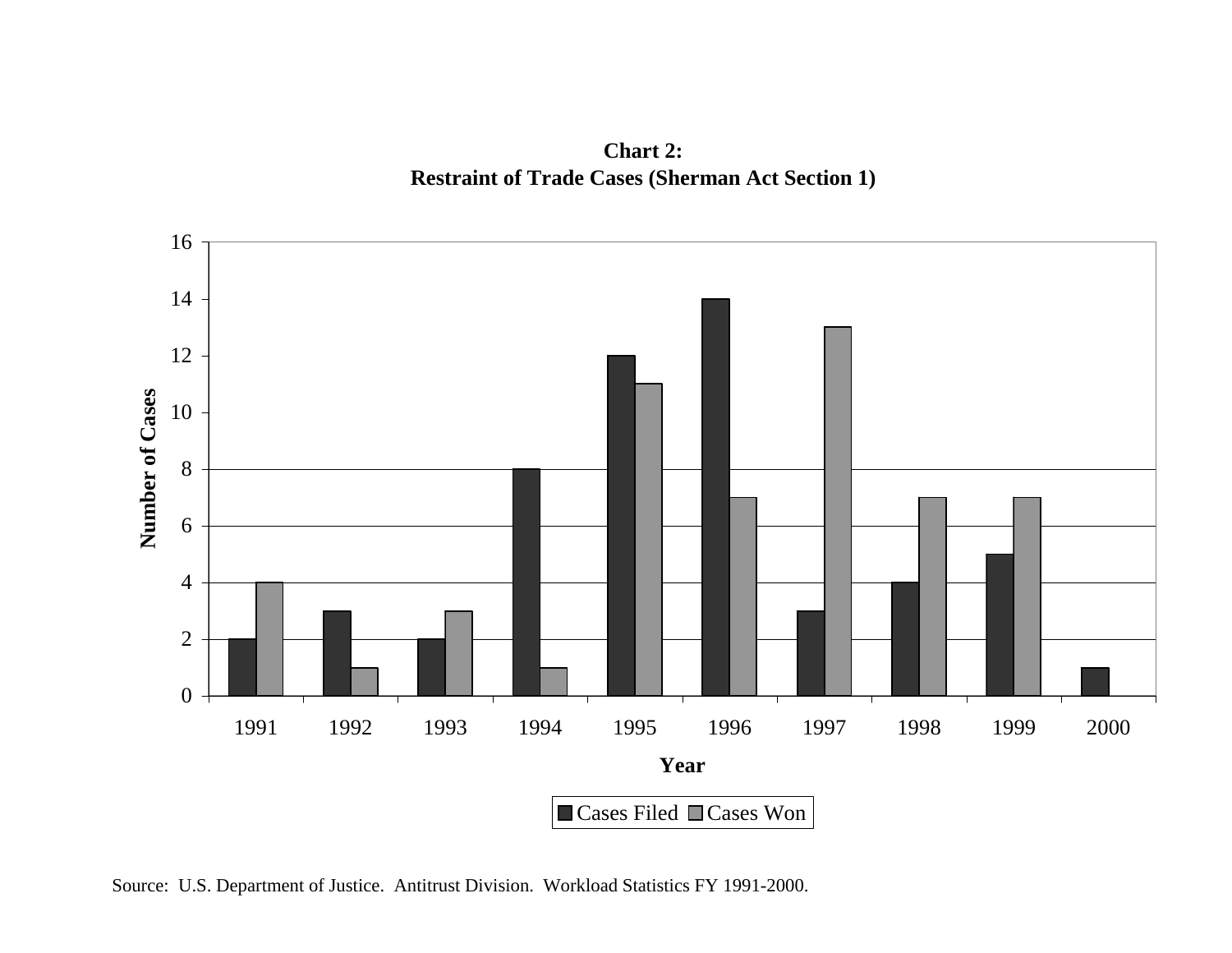**Chart 2:**
**Restraint of Trade Cases (Sherman Act Section 1)**

| Year | Cases Filed | Cases Won |
|---|---|---|
| 1991 | 2 | 4 |
| 1992 | 3 | 1 |
| 1993 | 2 | 3 |
| 1994 | 8 | 1 |
| 1995 | 12 | 11 |
| 1996 | 14 | 7 |
| 1997 | 3 | 13 |
| 1998 | 4 | 7 |
| 1999 | 5 | 7 |
| 2000 | 1 | 0 |

Source: U.S. Department of Justice. Antitrust Division. Workload Statistics FY 1991-2000.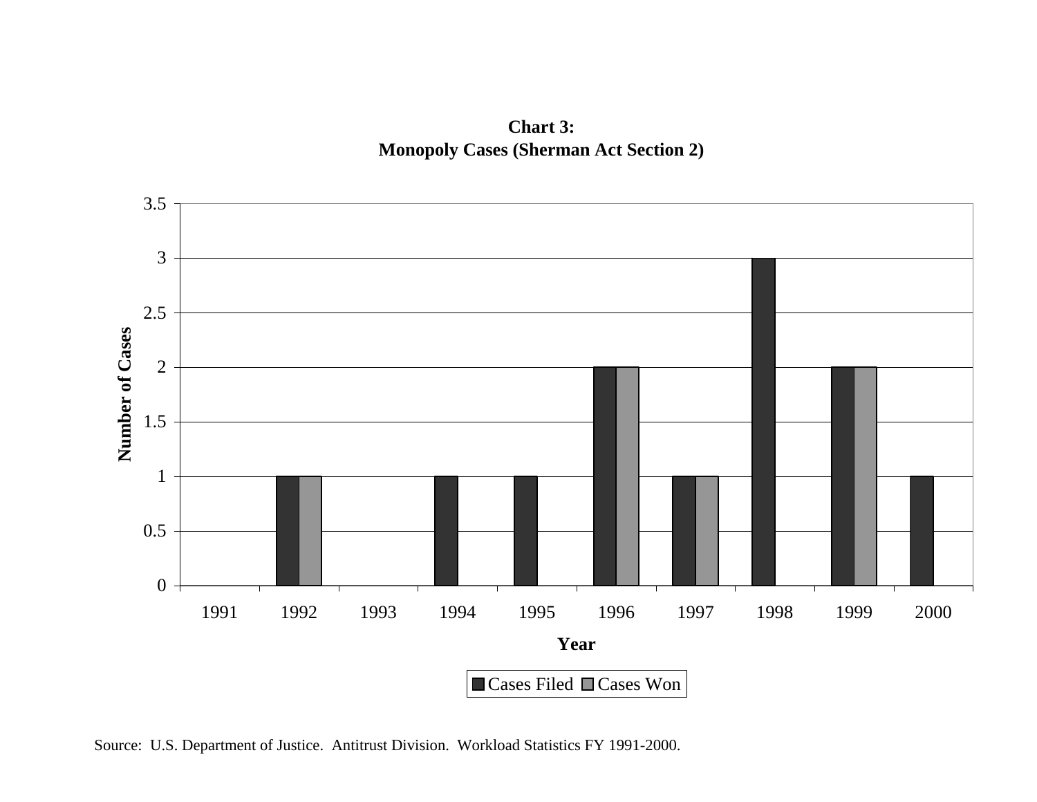**Chart 3:**
**Monopoly Cases (Sherman Act Section 2)**

| Year | Cases Filed | Cases Won |
|---|---|---|
| 1991 | 0 | 0 |
| 1992 | 1 | 1 |
| 1993 | 0 | 0 |
| 1994 | 1 | 0 |
| 1995 | 1 | 0 |
| 1996 | 2 | 2 |
| 1997 | 1 | 1 |
| 1998 | 3 | 0 |
| 1999 | 2 | 2 |
| 2000 | 1 | 0 |

Source: U.S. Department of Justice. Antitrust Division. Workload Statistics FY 1991-2000.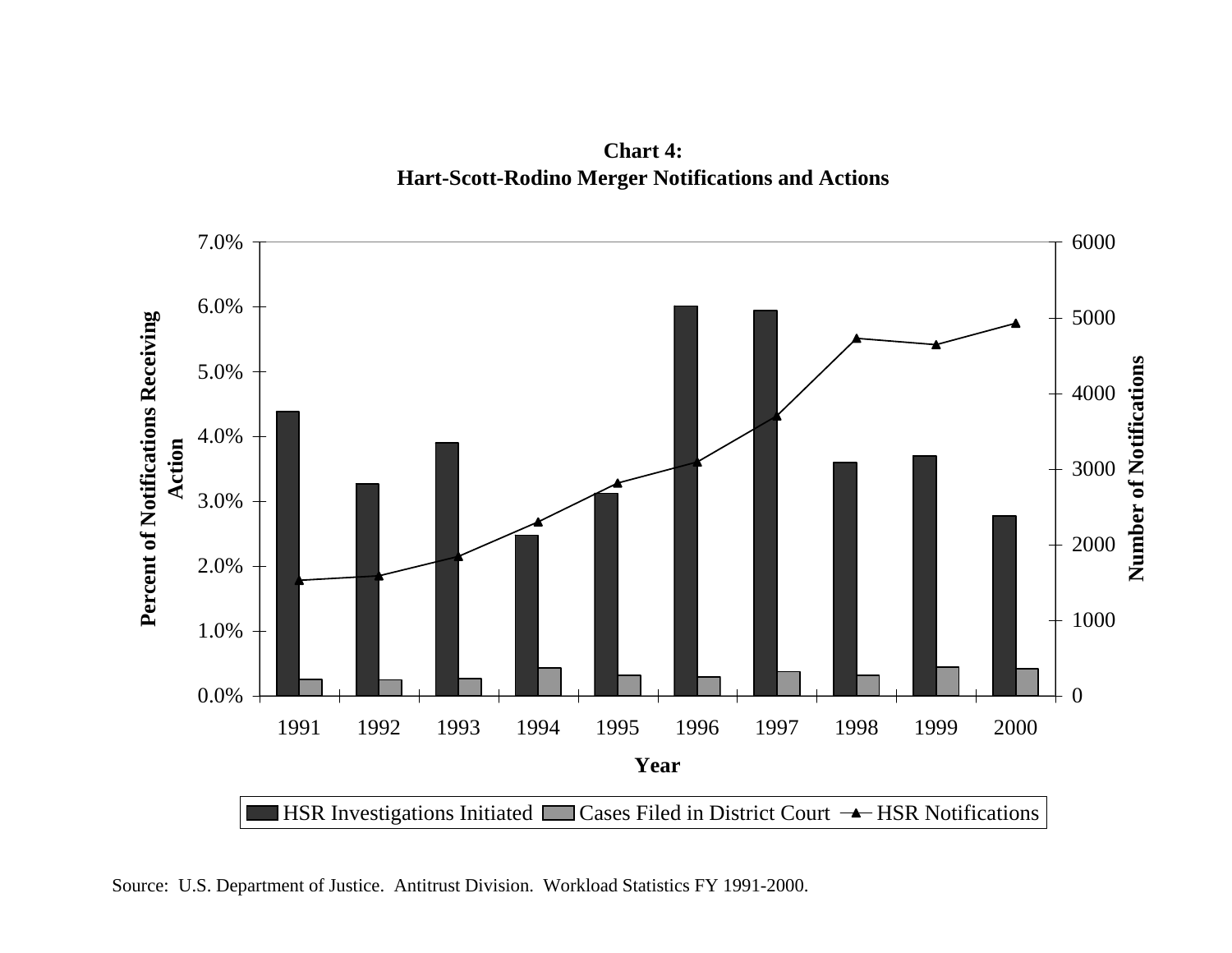**Chart 4:**
**Hart-Scott-Rodino Merger Notifications and Actions**

7.0%
6.0%
5.0%
4.0%
3.0%
2.0%
1.0%
0.0%

**Percent of Notifications Receiving Action**

6000
5000
4000
3000
2000
1000
0

**Number of Notifications**

1991 1992 1993 1994 1995 1996 1997 1998 1999 2000

**Year**

HSR Investigations Initiated
Cases Filed in District Court
HSR Notifications

Source: U.S. Department of Justice. Antitrust Division. Workload Statistics FY 1991-2000.